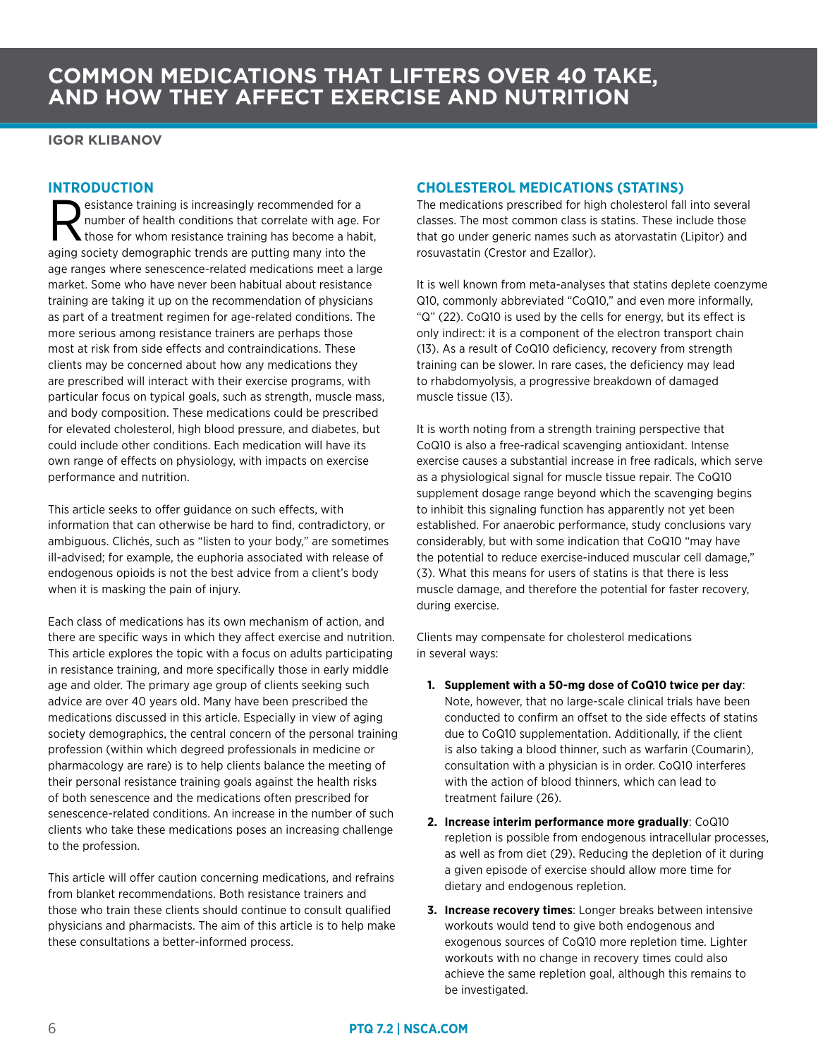# COMMON MEDICATIONS THAT LIFTERS OVER 40 TAKE, AND HOW THEY AFFECT EXERCISE AND NUTRITION

**IGOR KLIBANOV**

## INTRODUCTION

Resistance training is increasingly recommended for a number of health conditions that correlate with age. For those for whom resistance training has become a habit, aging society demographic trends are putting many into the age ranges where senescence-related medications meet a large market. Some who have never been habitual about resistance training are taking it up on the recommendation of physicians as part of a treatment regimen for age-related conditions. The more serious among resistance trainers are perhaps those most at risk from side effects and contraindications. These clients may be concerned about how any medications they are prescribed will interact with their exercise programs, with particular focus on typical goals, such as strength, muscle mass, and body composition. These medications could be prescribed for elevated cholesterol, high blood pressure, and diabetes, but could include other conditions. Each medication will have its own range of effects on physiology, with impacts on exercise performance and nutrition.

This article seeks to offer guidance on such effects, with information that can otherwise be hard to find, contradictory, or ambiguous. Clichés, such as "listen to your body," are sometimes ill-advised; for example, the euphoria associated with release of endogenous opioids is not the best advice from a client's body when it is masking the pain of injury.

Each class of medications has its own mechanism of action, and there are specific ways in which they affect exercise and nutrition. This article explores the topic with a focus on adults participating in resistance training, and more specifically those in early middle age and older. The primary age group of clients seeking such advice are over 40 years old. Many have been prescribed the medications discussed in this article. Especially in view of aging society demographics, the central concern of the personal training profession (within which degreed professionals in medicine or pharmacology are rare) is to help clients balance the meeting of their personal resistance training goals against the health risks of both senescence and the medications often prescribed for senescence-related conditions. An increase in the number of such clients who take these medications poses an increasing challenge to the profession.

This article will offer caution concerning medications, and refrains from blanket recommendations. Both resistance trainers and those who train these clients should continue to consult qualified physicians and pharmacists. The aim of this article is to help make these consultations a better-informed process.

## CHOLESTEROL MEDICATIONS (STATINS)

The medications prescribed for high cholesterol fall into several classes. The most common class is statins. These include those that go under generic names such as atorvastatin (Lipitor) and rosuvastatin (Crestor and Ezallor).

It is well known from meta-analyses that statins deplete coenzyme Q10, commonly abbreviated "CoQ10," and even more informally, "Q" (22). CoQ10 is used by the cells for energy, but its effect is only indirect: it is a component of the electron transport chain (13). As a result of CoQ10 deficiency, recovery from strength training can be slower. In rare cases, the deficiency may lead to rhabdomyolysis, a progressive breakdown of damaged muscle tissue (13).

It is worth noting from a strength training perspective that CoQ10 is also a free-radical scavenging antioxidant. Intense exercise causes a substantial increase in free radicals, which serve as a physiological signal for muscle tissue repair. The CoQ10 supplement dosage range beyond which the scavenging begins to inhibit this signaling function has apparently not yet been established. For anaerobic performance, study conclusions vary considerably, but with some indication that CoQ10 "may have the potential to reduce exercise-induced muscular cell damage," (3). What this means for users of statins is that there is less muscle damage, and therefore the potential for faster recovery, during exercise.

Clients may compensate for cholesterol medications in several ways:

1. **Supplement with a 50-mg dose of CoQ10 twice per day**: Note, however, that no large-scale clinical trials have been conducted to confirm an offset to the side effects of statins due to CoQ10 supplementation. Additionally, if the client is also taking a blood thinner, such as warfarin (Coumarin), consultation with a physician is in order. CoQ10 interferes with the action of blood thinners, which can lead to treatment failure (26).
2. **Increase interim performance more gradually**: CoQ10 repletion is possible from endogenous intracellular processes, as well as from diet (29). Reducing the depletion of it during a given episode of exercise should allow more time for dietary and endogenous repletion.
3. **Increase recovery times**: Longer breaks between intensive workouts would tend to give both endogenous and exogenous sources of CoQ10 more repletion time. Lighter workouts with no change in recovery times could also achieve the same repletion goal, although this remains to be investigated.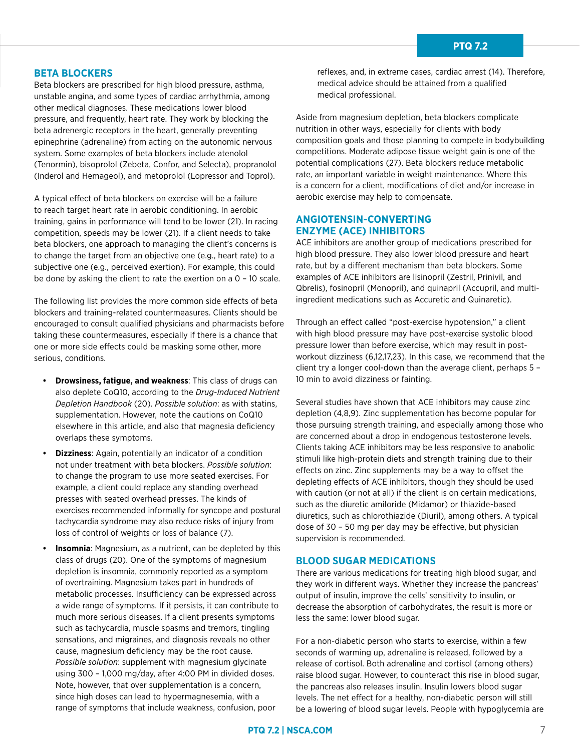## BETA BLOCKERS

Beta blockers are prescribed for high blood pressure, asthma, unstable angina, and some types of cardiac arrhythmia, among other medical diagnoses. These medications lower blood pressure, and frequently, heart rate. They work by blocking the beta adrenergic receptors in the heart, generally preventing epinephrine (adrenaline) from acting on the autonomic nervous system. Some examples of beta blockers include atenolol (Tenormin), bisoprolol (Zebeta, Confor, and Selecta), propranolol (Inderol and Hemageol), and metoprolol (Lopressor and Toprol).

A typical effect of beta blockers on exercise will be a failure to reach target heart rate in aerobic conditioning. In aerobic training, gains in performance will tend to be lower (21). In racing competition, speeds may be lower (21). If a client needs to take beta blockers, one approach to managing the client's concerns is to change the target from an objective one (e.g., heart rate) to a subjective one (e.g., perceived exertion). For example, this could be done by asking the client to rate the exertion on a 0 – 10 scale.

The following list provides the more common side effects of beta blockers and training-related countermeasures. Clients should be encouraged to consult qualified physicians and pharmacists before taking these countermeasures, especially if there is a chance that one or more side effects could be masking some other, more serious, conditions.

- **Drowsiness, fatigue, and weakness**: This class of drugs can also deplete CoQ10, according to the *Drug-Induced Nutrient Depletion Handbook* (20). *Possible solution*: as with statins, supplementation. However, note the cautions on CoQ10 elsewhere in this article, and also that magnesia deficiency overlaps these symptoms.
- **Dizziness**: Again, potentially an indicator of a condition not under treatment with beta blockers. *Possible solution*: to change the program to use more seated exercises. For example, a client could replace any standing overhead presses with seated overhead presses. The kinds of exercises recommended informally for syncope and postural tachycardia syndrome may also reduce risks of injury from loss of control of weights or loss of balance (7).
- **Insomnia**: Magnesium, as a nutrient, can be depleted by this class of drugs (20). One of the symptoms of magnesium depletion is insomnia, commonly reported as a symptom of overtraining. Magnesium takes part in hundreds of metabolic processes. Insufficiency can be expressed across a wide range of symptoms. If it persists, it can contribute to much more serious diseases. If a client presents symptoms such as tachycardia, muscle spasms and tremors, tingling sensations, and migraines, and diagnosis reveals no other cause, magnesium deficiency may be the root cause. *Possible solution*: supplement with magnesium glycinate using 300 – 1,000 mg/day, after 4:00 PM in divided doses. Note, however, that over supplementation is a concern, since high doses can lead to hypermagnesemia, with a range of symptoms that include weakness, confusion, poor reflexes, and, in extreme cases, cardiac arrest (14). Therefore, medical advice should be attained from a qualified medical professional.

Aside from magnesium depletion, beta blockers complicate nutrition in other ways, especially for clients with body composition goals and those planning to compete in bodybuilding competitions. Moderate adipose tissue weight gain is one of the potential complications (27). Beta blockers reduce metabolic rate, an important variable in weight maintenance. Where this is a concern for a client, modifications of diet and/or increase in aerobic exercise may help to compensate.

## ANGIOTENSIN-CONVERTING ENZYME (ACE) INHIBITORS

ACE inhibitors are another group of medications prescribed for high blood pressure. They also lower blood pressure and heart rate, but by a different mechanism than beta blockers. Some examples of ACE inhibitors are lisinopril (Zestril, Prinivil, and Qbrelis), fosinopril (Monopril), and quinapril (Accupril, and multi-ingredient medications such as Accuretic and Quinaretic).

Through an effect called "post-exercise hypotension," a client with high blood pressure may have post-exercise systolic blood pressure lower than before exercise, which may result in post-workout dizziness (6,12,17,23). In this case, we recommend that the client try a longer cool-down than the average client, perhaps 5 – 10 min to avoid dizziness or fainting.

Several studies have shown that ACE inhibitors may cause zinc depletion (4,8,9). Zinc supplementation has become popular for those pursuing strength training, and especially among those who are concerned about a drop in endogenous testosterone levels. Clients taking ACE inhibitors may be less responsive to anabolic stimuli like high-protein diets and strength training due to their effects on zinc. Zinc supplements may be a way to offset the depleting effects of ACE inhibitors, though they should be used with caution (or not at all) if the client is on certain medications, such as the diuretic amiloride (Midamor) or thiazide-based diuretics, such as chlorothiazide (Diuril), among others. A typical dose of 30 – 50 mg per day may be effective, but physician supervision is recommended.

## BLOOD SUGAR MEDICATIONS

There are various medications for treating high blood sugar, and they work in different ways. Whether they increase the pancreas' output of insulin, improve the cells' sensitivity to insulin, or decrease the absorption of carbohydrates, the result is more or less the same: lower blood sugar.

For a non-diabetic person who starts to exercise, within a few seconds of warming up, adrenaline is released, followed by a release of cortisol. Both adrenaline and cortisol (among others) raise blood sugar. However, to counteract this rise in blood sugar, the pancreas also releases insulin. Insulin lowers blood sugar levels. The net effect for a healthy, non-diabetic person will still be a lowering of blood sugar levels. People with hypoglycemia are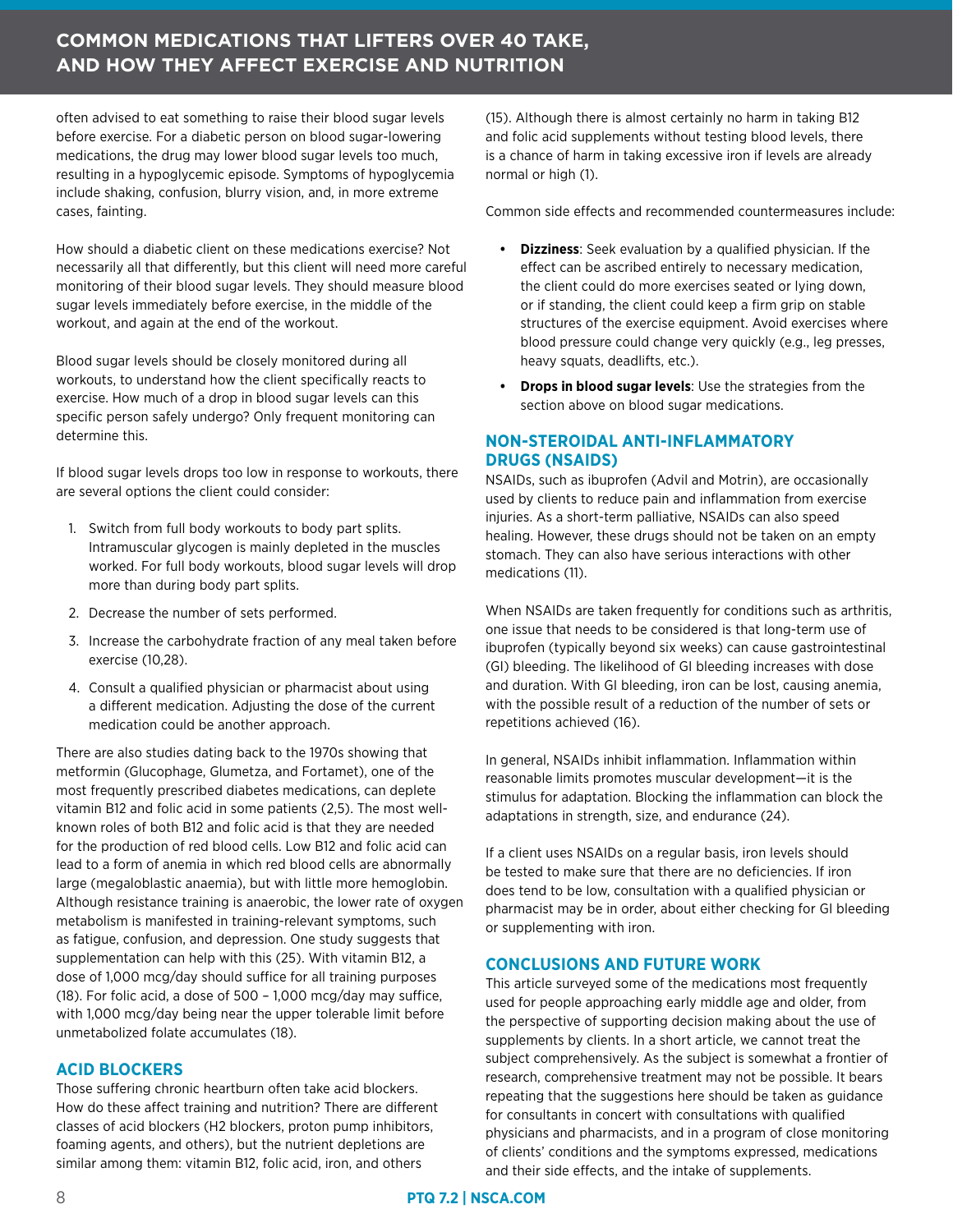often advised to eat something to raise their blood sugar levels before exercise. For a diabetic person on blood sugar-lowering medications, the drug may lower blood sugar levels too much, resulting in a hypoglycemic episode. Symptoms of hypoglycemia include shaking, confusion, blurry vision, and, in more extreme cases, fainting.

How should a diabetic client on these medications exercise? Not necessarily all that differently, but this client will need more careful monitoring of their blood sugar levels. They should measure blood sugar levels immediately before exercise, in the middle of the workout, and again at the end of the workout.

Blood sugar levels should be closely monitored during all workouts, to understand how the client specifically reacts to exercise. How much of a drop in blood sugar levels can this specific person safely undergo? Only frequent monitoring can determine this.

If blood sugar levels drops too low in response to workouts, there are several options the client could consider:

1. Switch from full body workouts to body part splits. Intramuscular glycogen is mainly depleted in the muscles worked. For full body workouts, blood sugar levels will drop more than during body part splits.
2. Decrease the number of sets performed.
3. Increase the carbohydrate fraction of any meal taken before exercise (10,28).
4. Consult a qualified physician or pharmacist about using a different medication. Adjusting the dose of the current medication could be another approach.

There are also studies dating back to the 1970s showing that metformin (Glucophage, Glumetza, and Fortamet), one of the most frequently prescribed diabetes medications, can deplete vitamin B12 and folic acid in some patients (2,5). The most well-known roles of both B12 and folic acid is that they are needed for the production of red blood cells. Low B12 and folic acid can lead to a form of anemia in which red blood cells are abnormally large (megaloblastic anaemia), but with little more hemoglobin. Although resistance training is anaerobic, the lower rate of oxygen metabolism is manifested in training-relevant symptoms, such as fatigue, confusion, and depression. One study suggests that supplementation can help with this (25). With vitamin B12, a dose of 1,000 mcg/day should suffice for all training purposes (18). For folic acid, a dose of 500 – 1,000 mcg/day may suffice, with 1,000 mcg/day being near the upper tolerable limit before unmetabolized folate accumulates (18).

## ACID BLOCKERS

Those suffering chronic heartburn often take acid blockers. How do these affect training and nutrition? There are different classes of acid blockers (H2 blockers, proton pump inhibitors, foaming agents, and others), but the nutrient depletions are similar among them: vitamin B12, folic acid, iron, and others (15). Although there is almost certainly no harm in taking B12 and folic acid supplements without testing blood levels, there is a chance of harm in taking excessive iron if levels are already normal or high (1).

Common side effects and recommended countermeasures include:

- **Dizziness**: Seek evaluation by a qualified physician. If the effect can be ascribed entirely to necessary medication, the client could do more exercises seated or lying down, or if standing, the client could keep a firm grip on stable structures of the exercise equipment. Avoid exercises where blood pressure could change very quickly (e.g., leg presses, heavy squats, deadlifts, etc.).
- **Drops in blood sugar levels**: Use the strategies from the section above on blood sugar medications.

## NON-STEROIDAL ANTI-INFLAMMATORY DRUGS (NSAIDS)

NSAIDs, such as ibuprofen (Advil and Motrin), are occasionally used by clients to reduce pain and inflammation from exercise injuries. As a short-term palliative, NSAIDs can also speed healing. However, these drugs should not be taken on an empty stomach. They can also have serious interactions with other medications (11).

When NSAIDs are taken frequently for conditions such as arthritis, one issue that needs to be considered is that long-term use of ibuprofen (typically beyond six weeks) can cause gastrointestinal (GI) bleeding. The likelihood of GI bleeding increases with dose and duration. With GI bleeding, iron can be lost, causing anemia, with the possible result of a reduction of the number of sets or repetitions achieved (16).

In general, NSAIDs inhibit inflammation. Inflammation within reasonable limits promotes muscular development—it is the stimulus for adaptation. Blocking the inflammation can block the adaptations in strength, size, and endurance (24).

If a client uses NSAIDs on a regular basis, iron levels should be tested to make sure that there are no deficiencies. If iron does tend to be low, consultation with a qualified physician or pharmacist may be in order, about either checking for GI bleeding or supplementing with iron.

## CONCLUSIONS AND FUTURE WORK

This article surveyed some of the medications most frequently used for people approaching early middle age and older, from the perspective of supporting decision making about the use of supplements by clients. In a short article, we cannot treat the subject comprehensively. As the subject is somewhat a frontier of research, comprehensive treatment may not be possible. It bears repeating that the suggestions here should be taken as guidance for consultants in concert with consultations with qualified physicians and pharmacists, and in a program of close monitoring of clients' conditions and the symptoms expressed, medications and their side effects, and the intake of supplements.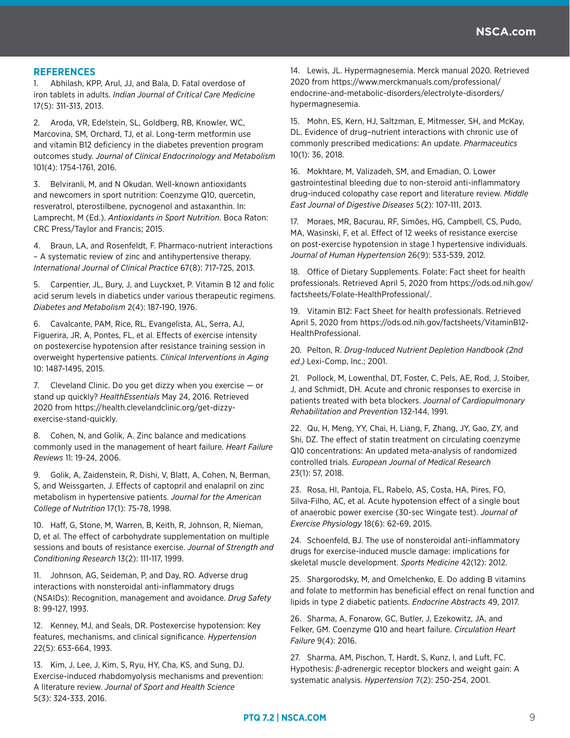## REFERENCES

1. Abhilash, KPP, Arul, JJ, and Bala, D. Fatal overdose of iron tablets in adults. *Indian Journal of Critical Care Medicine* 17(5): 311-313, 2013.

2. Aroda, VR, Edelstein, SL, Goldberg, RB, Knowler, WC, Marcovina, SM, Orchard, TJ, et al. Long-term metformin use and vitamin B12 deficiency in the diabetes prevention program outcomes study. *Journal of Clinical Endocrinology and Metabolism* 101(4): 1754-1761, 2016.

3. Belviranli, M, and N Okudan. Well-known antioxidants and newcomers in sport nutrition: Coenzyme Q10, quercetin, resveratrol, pterostilbene, pycnogenol and astaxanthin. In: Lamprecht, M (Ed.). *Antioxidants in Sport Nutrition.* Boca Raton: CRC Press/Taylor and Francis; 2015.

4. Braun, LA, and Rosenfeldt, F. Pharmaco-nutrient interactions – A systematic review of zinc and antihypertensive therapy. *International Journal of Clinical Practice* 67(8): 717-725, 2013.

5. Carpentier, JL, Bury, J, and Luyckxet, P. Vitamin B 12 and folic acid serum levels in diabetics under various therapeutic regimens. *Diabetes and Metabolism* 2(4): 187-190, 1976.

6. Cavalcante, PAM, Rice, RL, Evangelista, AL, Serra, AJ, Figuerira, JR, A, Pontes, FL, et al. Effects of exercise intensity on postexercise hypotension after resistance training session in overweight hypertensive patients. *Clinical Interventions in Aging* 10: 1487-1495, 2015.

7. Cleveland Clinic. Do you get dizzy when you exercise — or stand up quickly? *HealthEssentials* May 24, 2016. Retrieved 2020 from https://health.clevelandclinic.org/get-dizzy-exercise-stand-quickly.

8. Cohen, N, and Golik, A. Zinc balance and medications commonly used in the management of heart failure. *Heart Failure Reviews* 11: 19-24, 2006.

9. Golik, A, Zaidenstein, R, Dishi, V, Blatt, A, Cohen, N, Berman, S, and Weissgarten, J. Effects of captopril and enalapril on zinc metabolism in hypertensive patients. *Journal for the American College of Nutrition* 17(1): 75-78, 1998.

10. Haff, G, Stone, M, Warren, B, Keith, R, Johnson, R, Nieman, D, et al. The effect of carbohydrate supplementation on multiple sessions and bouts of resistance exercise. *Journal of Strength and Conditioning Research* 13(2): 111-117, 1999.

11. Johnson, AG, Seideman, P, and Day, RO. Adverse drug interactions with nonsteroidal anti-inflammatory drugs (NSAIDs): Recognition, management and avoidance. *Drug Safety* 8: 99-127, 1993.

12. Kenney, MJ, and Seals, DR. Postexercise hypotension: Key features, mechanisms, and clinical significance. *Hypertension* 22(5): 653-664, 1993.

13. Kim, J, Lee, J, Kim, S, Ryu, HY, Cha, KS, and Sung, DJ. Exercise-induced rhabdomyolysis mechanisms and prevention: A literature review. *Journal of Sport and Health Science* 5(3): 324-333, 2016.

14. Lewis, JL. Hypermagnesemia. Merck manual 2020. Retrieved 2020 from https://www.merckmanuals.com/professional/endocrine-and-metabolic-disorders/electrolyte-disorders/hypermagnesemia.

15. Mohn, ES, Kern, HJ, Saltzman, E, Mitmesser, SH, and McKay, DL. Evidence of drug–nutrient interactions with chronic use of commonly prescribed medications: An update. *Pharmaceutics* 10(1): 36, 2018.

16. Mokhtare, M, Valizadeh, SM, and Emadian, O. Lower gastrointestinal bleeding due to non-steroid anti-inflammatory drug-induced colopathy case report and literature review. *Middle East Journal of Digestive Diseases* 5(2): 107-111, 2013.

17. Moraes, MR, Bacurau, RF, Simões, HG, Campbell, CS, Pudo, MA, Wasinski, F, et al. Effect of 12 weeks of resistance exercise on post-exercise hypotension in stage 1 hypertensive individuals. *Journal of Human Hypertension* 26(9): 533-539, 2012.

18. Office of Dietary Supplements. Folate: Fact sheet for health professionals. Retrieved April 5, 2020 from https://ods.od.nih.gov/factsheets/Folate-HealthProfessional/.

19. Vitamin B12: Fact Sheet for health professionals. Retrieved April 5, 2020 from https://ods.od.nih.gov/factsheets/VitaminB12-HealthProfessional.

20. Pelton, R. *Drug-Induced Nutrient Depletion Handbook (2nd ed.)* Lexi-Comp, Inc.; 2001.

21. Pollock, M, Lowenthal, DT, Foster, C, Pels, AE, Rod, J, Stoiber, J, and Schmidt, DH. Acute and chronic responses to exercise in patients treated with beta blockers. *Journal of Cardiopulmonary Rehabilitation and Prevention* 132-144, 1991.

22. Qu, H, Meng, YY, Chai, H, Liang, F, Zhang, JY, Gao, ZY, and Shi, DZ. The effect of statin treatment on circulating coenzyme Q10 concentrations: An updated meta-analysis of randomized controlled trials. *European Journal of Medical Research* 23(1): 57, 2018.

23. Rosa, HI, Pantoja, FL, Rabelo, AS, Costa, HA, Pires, FO, Silva-Filho, AC, et al. Acute hypotension effect of a single bout of anaerobic power exercise (30-sec Wingate test). *Journal of Exercise Physiology* 18(6): 62-69, 2015.

24. Schoenfeld, BJ. The use of nonsteroidal anti-inflammatory drugs for exercise-induced muscle damage: implications for skeletal muscle development. *Sports Medicine* 42(12): 2012.

25. Shargorodsky, M, and Omelchenko, E. Do adding B vitamins and folate to metformin has beneficial effect on renal function and lipids in type 2 diabetic patients. *Endocrine Abstracts* 49, 2017.

26. Sharma, A, Fonarow, GC, Butler, J, Ezekowitz, JA, and Felker, GM. Coenzyme Q10 and heart failure. *Circulation Heart Failure* 9(4): 2016.

27. Sharma, AM, Pischon, T, Hardt, S, Kunz, I, and Luft, FC. Hypothesis: β-adrenergic receptor blockers and weight gain: A systematic analysis. *Hypertension* 7(2): 250-254, 2001.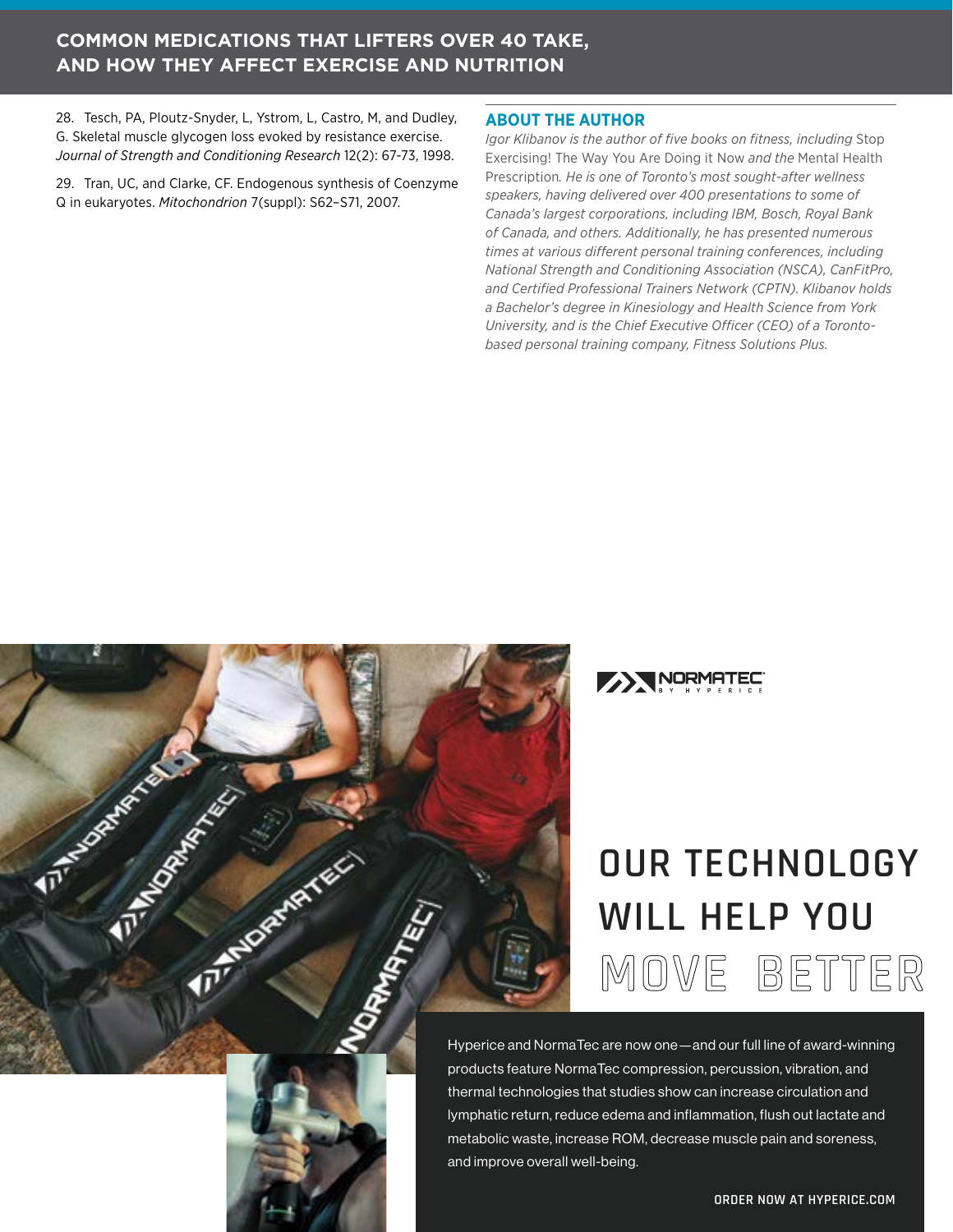28. Tesch, PA, Ploutz-Snyder, L, Ystrom, L, Castro, M, and Dudley, G. Skeletal muscle glycogen loss evoked by resistance exercise. *Journal of Strength and Conditioning Research* 12(2): 67-73, 1998.

29. Tran, UC, and Clarke, CF. Endogenous synthesis of Coenzyme Q in eukaryotes. *Mitochondrion* 7(suppl): S62–S71, 2007.

## ABOUT THE AUTHOR

*Igor Klibanov is the author of five books on fitness, including* Stop Exercising! The Way You Are Doing it Now *and the* Mental Health Prescription*. He is one of Toronto's most sought-after wellness speakers, having delivered over 400 presentations to some of Canada's largest corporations, including IBM, Bosch, Royal Bank of Canada, and others. Additionally, he has presented numerous times at various different personal training conferences, including National Strength and Conditioning Association (NSCA), CanFitPro, and Certified Professional Trainers Network (CPTN). Klibanov holds a Bachelor's degree in Kinesiology and Health Science from York University, and is the Chief Executive Officer (CEO) of a Toronto-based personal training company, Fitness Solutions Plus.*

NORMATEC BY HYPERICE

# OUR TECHNOLOGY WILL HELP YOU MOVE BETTER

Hyperice and NormaTec are now one—and our full line of award-winning products feature NormaTec compression, percussion, vibration, and thermal technologies that studies show can increase circulation and lymphatic return, reduce edema and inflammation, flush out lactate and metabolic waste, increase ROM, decrease muscle pain and soreness, and improve overall well-being.

ORDER NOW AT HYPERICE.COM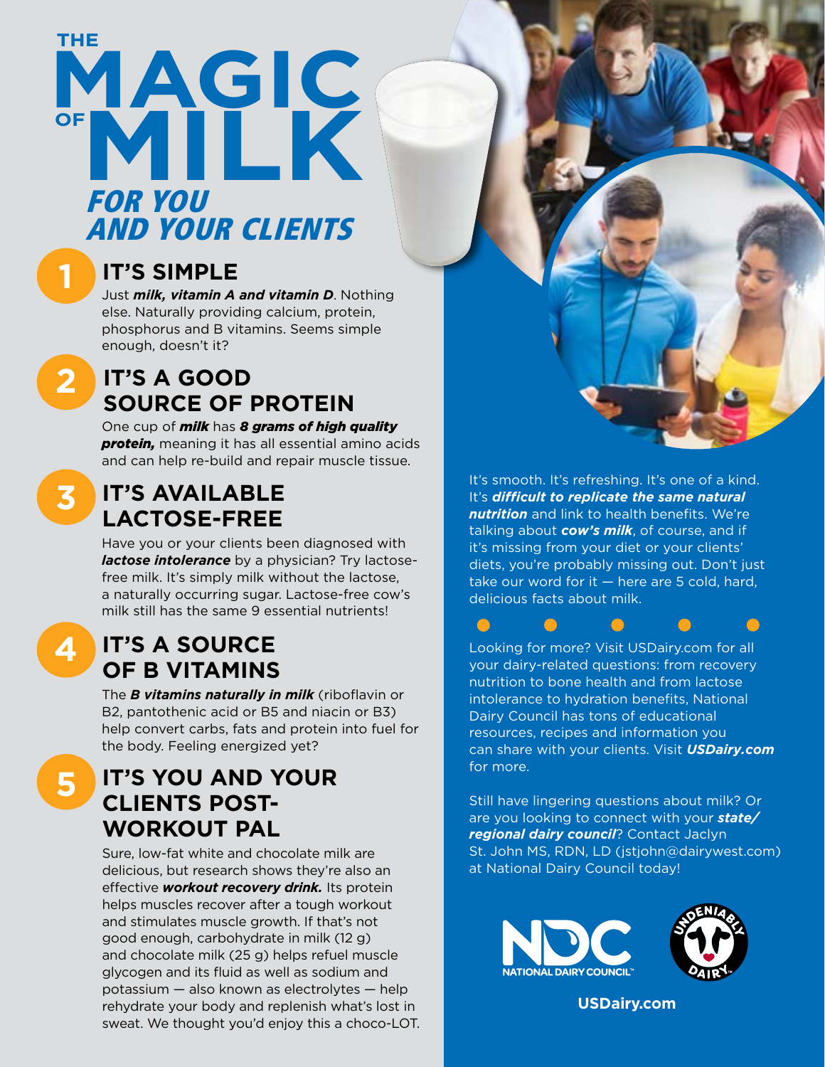# THE MAGIC OF MILK *FOR YOU AND YOUR CLIENTS*

## 1 IT'S SIMPLE

Just ***milk, vitamin A and vitamin D***. Nothing else. Naturally providing calcium, protein, phosphorus and B vitamins. Seems simple enough, doesn't it?

## 2 IT'S A GOOD SOURCE OF PROTEIN

One cup of ***milk*** has ***8 grams of high quality protein,*** meaning it has all essential amino acids and can help re-build and repair muscle tissue.

## 3 IT'S AVAILABLE LACTOSE-FREE

Have you or your clients been diagnosed with ***lactose intolerance*** by a physician? Try lactose-free milk. It's simply milk without the lactose, a naturally occurring sugar. Lactose-free cow's milk still has the same 9 essential nutrients!

## 4 IT'S A SOURCE OF B VITAMINS

The ***B vitamins naturally in milk*** (riboflavin or B2, pantothenic acid or B5 and niacin or B3) help convert carbs, fats and protein into fuel for the body. Feeling energized yet?

## 5 IT'S YOU AND YOUR CLIENTS POST-WORKOUT PAL

Sure, low-fat white and chocolate milk are delicious, but research shows they're also an effective ***workout recovery drink.*** Its protein helps muscles recover after a tough workout and stimulates muscle growth. If that's not good enough, carbohydrate in milk (12 g) and chocolate milk (25 g) helps refuel muscle glycogen and its fluid as well as sodium and potassium — also known as electrolytes — help rehydrate your body and replenish what's lost in sweat. We thought you'd enjoy this a choco-LOT.

It's smooth. It's refreshing. It's one of a kind. It's ***difficult to replicate the same natural nutrition*** and link to health benefits. We're talking about ***cow's milk***, of course, and if it's missing from your diet or your clients' diets, you're probably missing out. Don't just take our word for it — here are 5 cold, hard, delicious facts about milk.

Looking for more? Visit USDairy.com for all your dairy-related questions: from recovery nutrition to bone health and from lactose intolerance to hydration benefits, National Dairy Council has tons of educational resources, recipes and information you can share with your clients. Visit ***USDairy.com*** for more.

Still have lingering questions about milk? Or are you looking to connect with your ***state/regional dairy council***? Contact Jaclyn St. John MS, RDN, LD (jstjohn@dairywest.com) at National Dairy Council today!

NDC NATIONAL DAIRY COUNCIL™

UNDENIABLY DAIRY™

**USDairy.com**